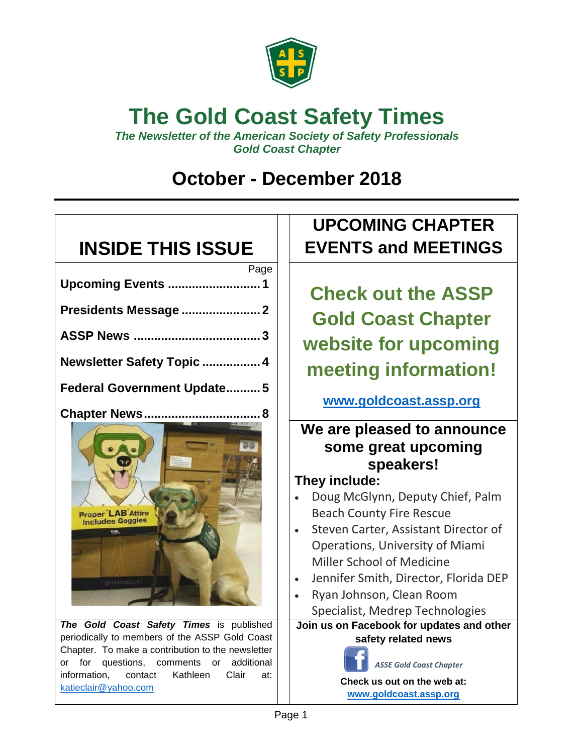# The Gold Coast Safety Times

***The Newsletter of the American Society of Safety Professionals Gold Coast Chapter***

## October - December 2018

## INSIDE THIS ISSUE

| | Page |
|---|---|
| **Upcoming Events** | **1** |
| **Presidents Message** | **2** |
| **ASSP News** | **3** |
| **Newsletter Safety Topic** | **4** |
| **Federal Government Update** | **5** |
| **Chapter News** | **8** |

***The Gold Coast Safety Times*** is published periodically to members of the ASSP Gold Coast Chapter. To make a contribution to the newsletter or for questions, comments or additional information, contact Kathleen Clair at: katieclair@yahoo.com

## UPCOMING CHAPTER EVENTS and MEETINGS

**Check out the ASSP Gold Coast Chapter website for upcoming meeting information!**

**www.goldcoast.assp.org**

**We are pleased to announce some great upcoming speakers!**

**They include:**

- Doug McGlynn, Deputy Chief, Palm Beach County Fire Rescue
- Steven Carter, Assistant Director of Operations, University of Miami Miller School of Medicine
- Jennifer Smith, Director, Florida DEP
- Ryan Johnson, Clean Room Specialist, Medrep Technologies

**Join us on Facebook for updates and other safety related news**

*ASSE Gold Coast Chapter*

**Check us out on the web at:**
**www.goldcoast.assp.org**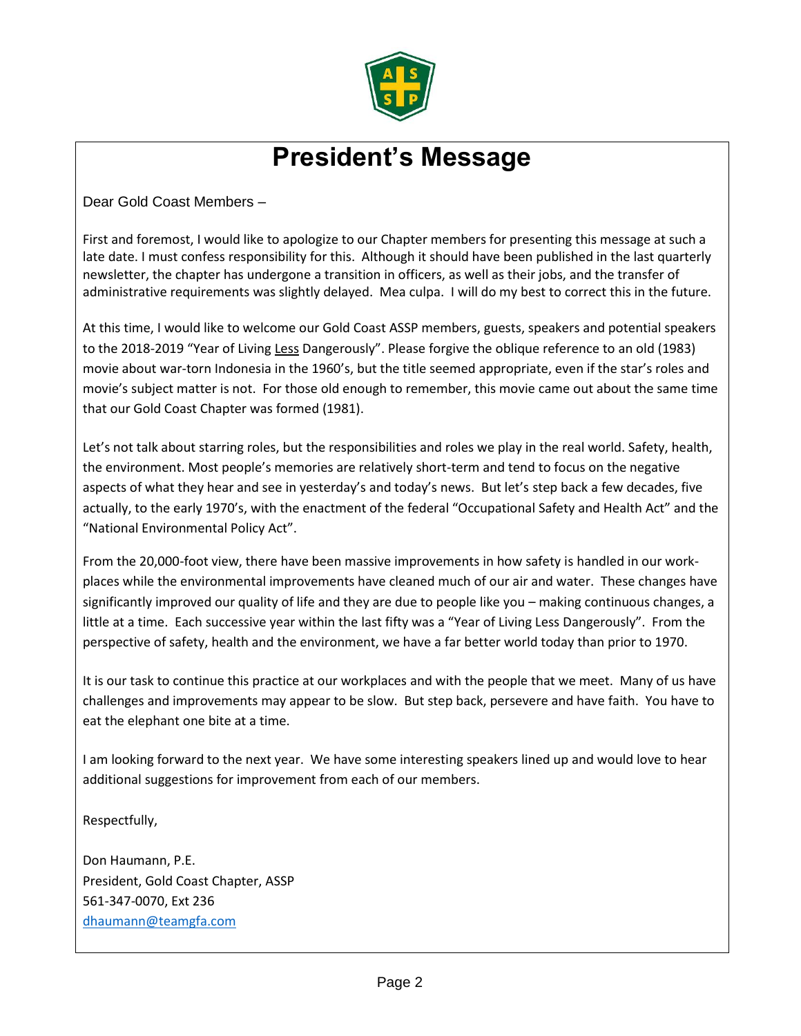# President's Message

Dear Gold Coast Members –

First and foremost, I would like to apologize to our Chapter members for presenting this message at such a late date. I must confess responsibility for this. Although it should have been published in the last quarterly newsletter, the chapter has undergone a transition in officers, as well as their jobs, and the transfer of administrative requirements was slightly delayed. Mea culpa. I will do my best to correct this in the future.

At this time, I would like to welcome our Gold Coast ASSP members, guests, speakers and potential speakers to the 2018-2019 "Year of Living Less Dangerously". Please forgive the oblique reference to an old (1983) movie about war-torn Indonesia in the 1960's, but the title seemed appropriate, even if the star's roles and movie's subject matter is not. For those old enough to remember, this movie came out about the same time that our Gold Coast Chapter was formed (1981).

Let's not talk about starring roles, but the responsibilities and roles we play in the real world. Safety, health, the environment. Most people's memories are relatively short-term and tend to focus on the negative aspects of what they hear and see in yesterday's and today's news. But let's step back a few decades, five actually, to the early 1970's, with the enactment of the federal "Occupational Safety and Health Act" and the "National Environmental Policy Act".

From the 20,000-foot view, there have been massive improvements in how safety is handled in our workplaces while the environmental improvements have cleaned much of our air and water. These changes have significantly improved our quality of life and they are due to people like you – making continuous changes, a little at a time. Each successive year within the last fifty was a "Year of Living Less Dangerously". From the perspective of safety, health and the environment, we have a far better world today than prior to 1970.

It is our task to continue this practice at our workplaces and with the people that we meet. Many of us have challenges and improvements may appear to be slow. But step back, persevere and have faith. You have to eat the elephant one bite at a time.

I am looking forward to the next year. We have some interesting speakers lined up and would love to hear additional suggestions for improvement from each of our members.

Respectfully,

Don Haumann, P.E.
President, Gold Coast Chapter, ASSP
561-347-0070, Ext 236
dhaumann@teamgfa.com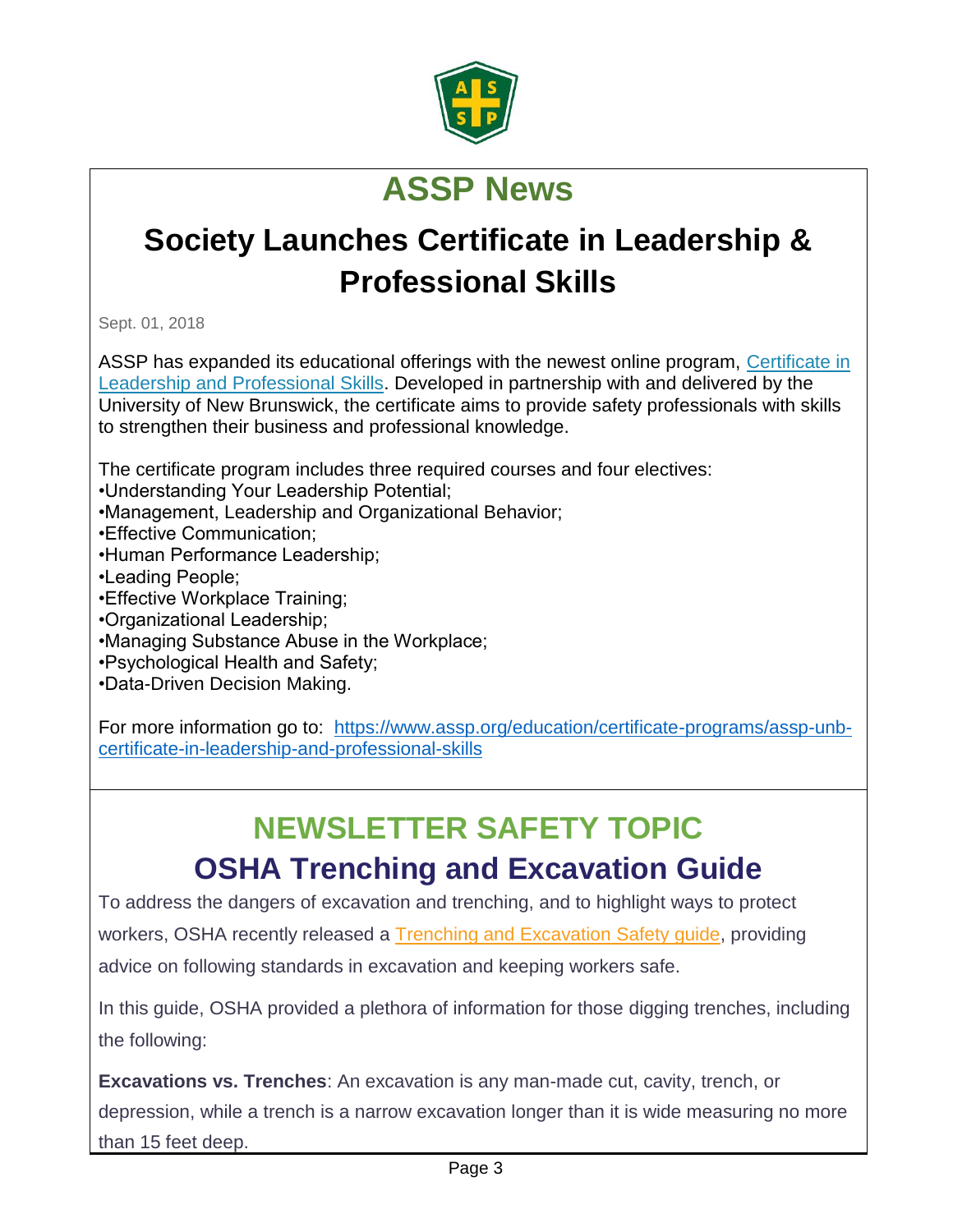# ASSP News

## Society Launches Certificate in Leadership & Professional Skills

Sept. 01, 2018

ASSP has expanded its educational offerings with the newest online program, Certificate in Leadership and Professional Skills. Developed in partnership with and delivered by the University of New Brunswick, the certificate aims to provide safety professionals with skills to strengthen their business and professional knowledge.

The certificate program includes three required courses and four electives:

- Understanding Your Leadership Potential;
- Management, Leadership and Organizational Behavior;
- Effective Communication;
- Human Performance Leadership;
- Leading People;
- Effective Workplace Training;
- Organizational Leadership;
- Managing Substance Abuse in the Workplace;
- Psychological Health and Safety;
- Data-Driven Decision Making.

For more information go to: https://www.assp.org/education/certificate-programs/assp-unb-certificate-in-leadership-and-professional-skills

# NEWSLETTER SAFETY TOPIC

## OSHA Trenching and Excavation Guide

To address the dangers of excavation and trenching, and to highlight ways to protect workers, OSHA recently released a Trenching and Excavation Safety guide, providing advice on following standards in excavation and keeping workers safe.

In this guide, OSHA provided a plethora of information for those digging trenches, including the following:

**Excavations vs. Trenches**: An excavation is any man-made cut, cavity, trench, or depression, while a trench is a narrow excavation longer than it is wide measuring no more than 15 feet deep.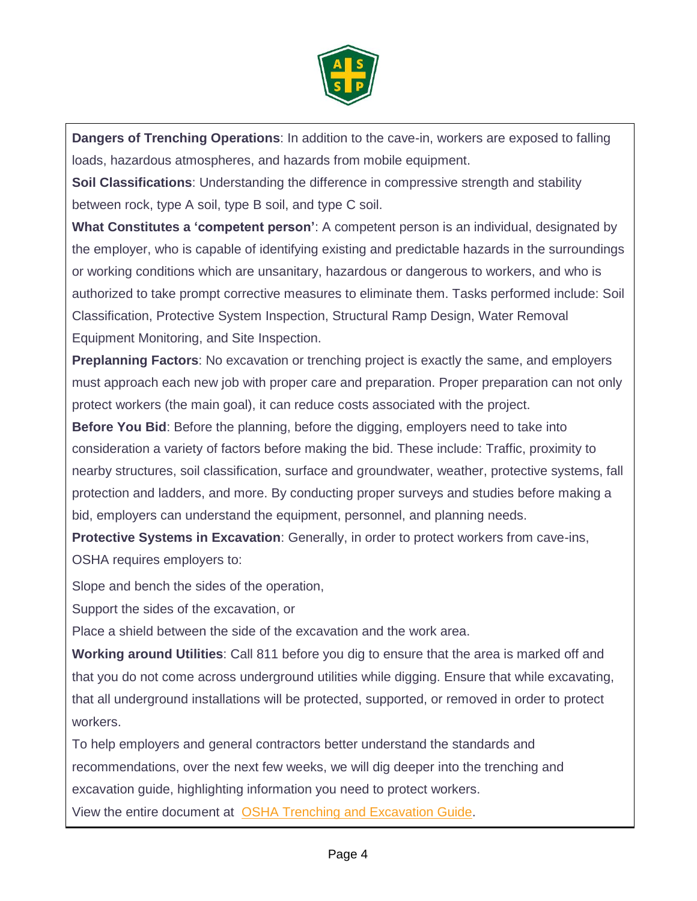**Dangers of Trenching Operations**: In addition to the cave-in, workers are exposed to falling loads, hazardous atmospheres, and hazards from mobile equipment.

**Soil Classifications**: Understanding the difference in compressive strength and stability between rock, type A soil, type B soil, and type C soil.

**What Constitutes a 'competent person'**: A competent person is an individual, designated by the employer, who is capable of identifying existing and predictable hazards in the surroundings or working conditions which are unsanitary, hazardous or dangerous to workers, and who is authorized to take prompt corrective measures to eliminate them. Tasks performed include: Soil Classification, Protective System Inspection, Structural Ramp Design, Water Removal Equipment Monitoring, and Site Inspection.

**Preplanning Factors**: No excavation or trenching project is exactly the same, and employers must approach each new job with proper care and preparation. Proper preparation can not only protect workers (the main goal), it can reduce costs associated with the project.

**Before You Bid**: Before the planning, before the digging, employers need to take into consideration a variety of factors before making the bid. These include: Traffic, proximity to nearby structures, soil classification, surface and groundwater, weather, protective systems, fall protection and ladders, and more. By conducting proper surveys and studies before making a bid, employers can understand the equipment, personnel, and planning needs.

**Protective Systems in Excavation**: Generally, in order to protect workers from cave-ins, OSHA requires employers to:

Slope and bench the sides of the operation,

Support the sides of the excavation, or

Place a shield between the side of the excavation and the work area.

**Working around Utilities**: Call 811 before you dig to ensure that the area is marked off and that you do not come across underground utilities while digging. Ensure that while excavating, that all underground installations will be protected, supported, or removed in order to protect workers.

To help employers and general contractors better understand the standards and recommendations, over the next few weeks, we will dig deeper into the trenching and excavation guide, highlighting information you need to protect workers.

View the entire document at OSHA Trenching and Excavation Guide.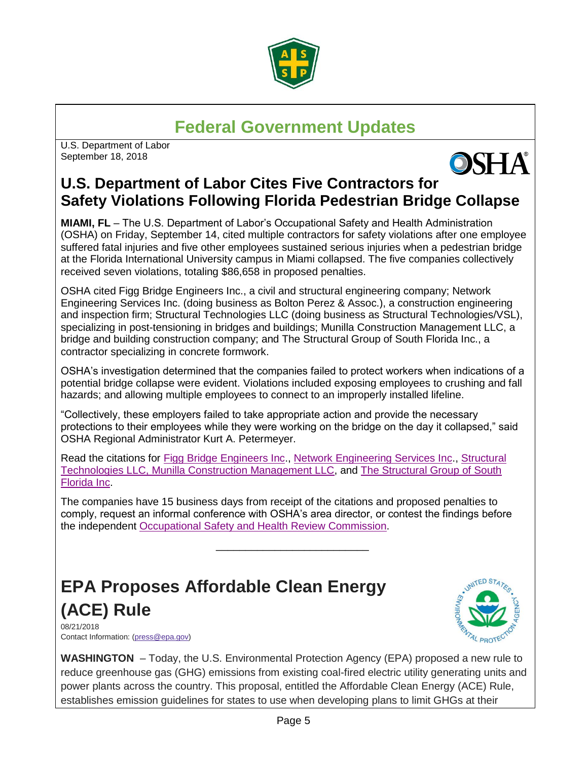# Federal Government Updates

U.S. Department of Labor
September 18, 2018

## U.S. Department of Labor Cites Five Contractors for Safety Violations Following Florida Pedestrian Bridge Collapse

**MIAMI, FL** – The U.S. Department of Labor's Occupational Safety and Health Administration (OSHA) on Friday, September 14, cited multiple contractors for safety violations after one employee suffered fatal injuries and five other employees sustained serious injuries when a pedestrian bridge at the Florida International University campus in Miami collapsed. The five companies collectively received seven violations, totaling $86,658 in proposed penalties.

OSHA cited Figg Bridge Engineers Inc., a civil and structural engineering company; Network Engineering Services Inc. (doing business as Bolton Perez & Assoc.), a construction engineering and inspection firm; Structural Technologies LLC (doing business as Structural Technologies/VSL), specializing in post-tensioning in bridges and buildings; Munilla Construction Management LLC, a bridge and building construction company; and The Structural Group of South Florida Inc., a contractor specializing in concrete formwork.

OSHA's investigation determined that the companies failed to protect workers when indications of a potential bridge collapse were evident. Violations included exposing employees to crushing and fall hazards; and allowing multiple employees to connect to an improperly installed lifeline.

"Collectively, these employers failed to take appropriate action and provide the necessary protections to their employees while they were working on the bridge on the day it collapsed," said OSHA Regional Administrator Kurt A. Petermeyer.

Read the citations for Figg Bridge Engineers Inc., Network Engineering Services Inc., Structural Technologies LLC, Munilla Construction Management LLC, and The Structural Group of South Florida Inc.

The companies have 15 business days from receipt of the citations and proposed penalties to comply, request an informal conference with OSHA's area director, or contest the findings before the independent Occupational Safety and Health Review Commission.

---

## EPA Proposes Affordable Clean Energy (ACE) Rule

08/21/2018
Contact Information: (press@epa.gov)

**WASHINGTON** – Today, the U.S. Environmental Protection Agency (EPA) proposed a new rule to reduce greenhouse gas (GHG) emissions from existing coal-fired electric utility generating units and power plants across the country. This proposal, entitled the Affordable Clean Energy (ACE) Rule, establishes emission guidelines for states to use when developing plans to limit GHGs at their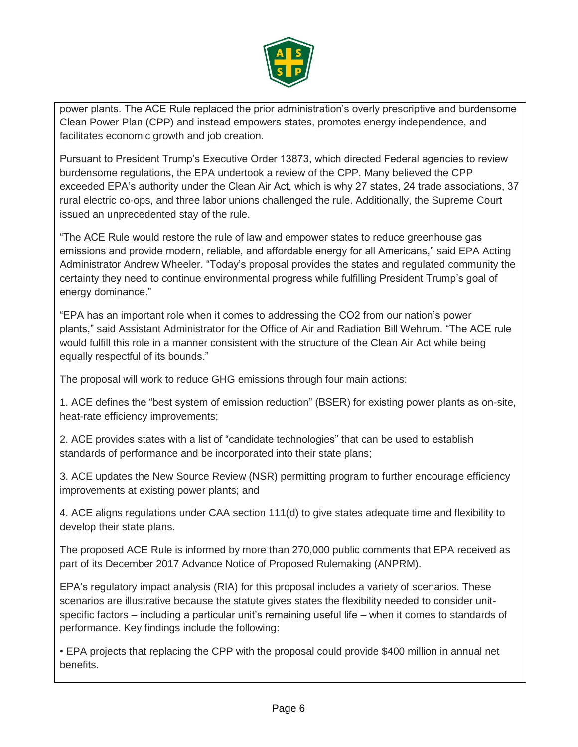power plants. The ACE Rule replaced the prior administration's overly prescriptive and burdensome Clean Power Plan (CPP) and instead empowers states, promotes energy independence, and facilitates economic growth and job creation.

Pursuant to President Trump's Executive Order 13873, which directed Federal agencies to review burdensome regulations, the EPA undertook a review of the CPP. Many believed the CPP exceeded EPA's authority under the Clean Air Act, which is why 27 states, 24 trade associations, 37 rural electric co-ops, and three labor unions challenged the rule. Additionally, the Supreme Court issued an unprecedented stay of the rule.

"The ACE Rule would restore the rule of law and empower states to reduce greenhouse gas emissions and provide modern, reliable, and affordable energy for all Americans," said EPA Acting Administrator Andrew Wheeler. "Today's proposal provides the states and regulated community the certainty they need to continue environmental progress while fulfilling President Trump's goal of energy dominance."

"EPA has an important role when it comes to addressing the CO2 from our nation's power plants," said Assistant Administrator for the Office of Air and Radiation Bill Wehrum. "The ACE rule would fulfill this role in a manner consistent with the structure of the Clean Air Act while being equally respectful of its bounds."

The proposal will work to reduce GHG emissions through four main actions:

1. ACE defines the "best system of emission reduction" (BSER) for existing power plants as on-site, heat-rate efficiency improvements;

2. ACE provides states with a list of "candidate technologies" that can be used to establish standards of performance and be incorporated into their state plans;

3. ACE updates the New Source Review (NSR) permitting program to further encourage efficiency improvements at existing power plants; and

4. ACE aligns regulations under CAA section 111(d) to give states adequate time and flexibility to develop their state plans.

The proposed ACE Rule is informed by more than 270,000 public comments that EPA received as part of its December 2017 Advance Notice of Proposed Rulemaking (ANPRM).

EPA's regulatory impact analysis (RIA) for this proposal includes a variety of scenarios. These scenarios are illustrative because the statute gives states the flexibility needed to consider unit-specific factors – including a particular unit's remaining useful life – when it comes to standards of performance. Key findings include the following:

• EPA projects that replacing the CPP with the proposal could provide $400 million in annual net benefits.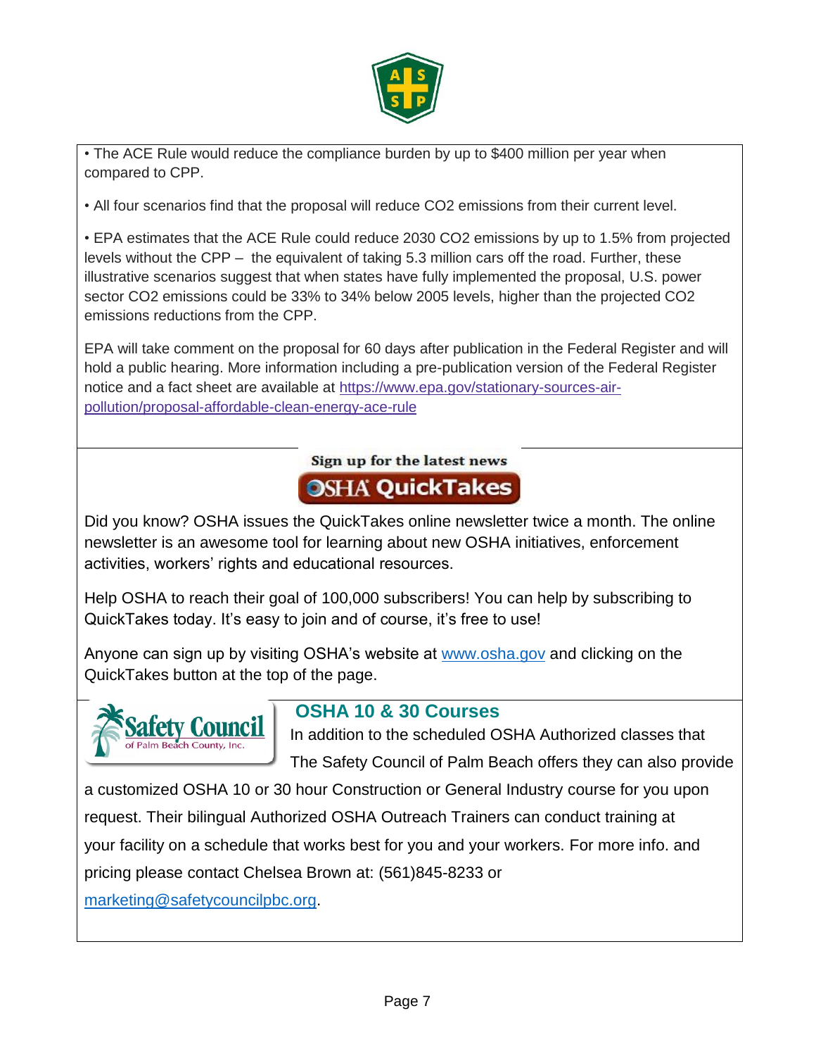• The ACE Rule would reduce the compliance burden by up to $400 million per year when compared to CPP.

• All four scenarios find that the proposal will reduce $CO_2$ emissions from their current level.

• EPA estimates that the ACE Rule could reduce 2030 $CO_2$ emissions by up to 1.5% from projected levels without the CPP – the equivalent of taking 5.3 million cars off the road. Further, these illustrative scenarios suggest that when states have fully implemented the proposal, U.S. power sector $CO_2$ emissions could be 33% to 34% below 2005 levels, higher than the projected $CO_2$ emissions reductions from the CPP.

EPA will take comment on the proposal for 60 days after publication in the Federal Register and will hold a public hearing. More information including a pre-publication version of the Federal Register notice and a fact sheet are available at https://www.epa.gov/stationary-sources-air-pollution/proposal-affordable-clean-energy-ace-rule

**Sign up for the latest news**

**OSHA QuickTakes**

Did you know? OSHA issues the QuickTakes online newsletter twice a month. The online newsletter is an awesome tool for learning about new OSHA initiatives, enforcement activities, workers' rights and educational resources.

Help OSHA to reach their goal of 100,000 subscribers! You can help by subscribing to QuickTakes today. It's easy to join and of course, it's free to use!

Anyone can sign up by visiting OSHA's website at www.osha.gov and clicking on the QuickTakes button at the top of the page.

Safety Council of Palm Beach County, Inc.

## OSHA 10 & 30 Courses

In addition to the scheduled OSHA Authorized classes that The Safety Council of Palm Beach offers they can also provide a customized OSHA 10 or 30 hour Construction or General Industry course for you upon request. Their bilingual Authorized OSHA Outreach Trainers can conduct training at your facility on a schedule that works best for you and your workers. For more info. and pricing please contact Chelsea Brown at: (561)845-8233 or marketing@safetycouncilpbc.org.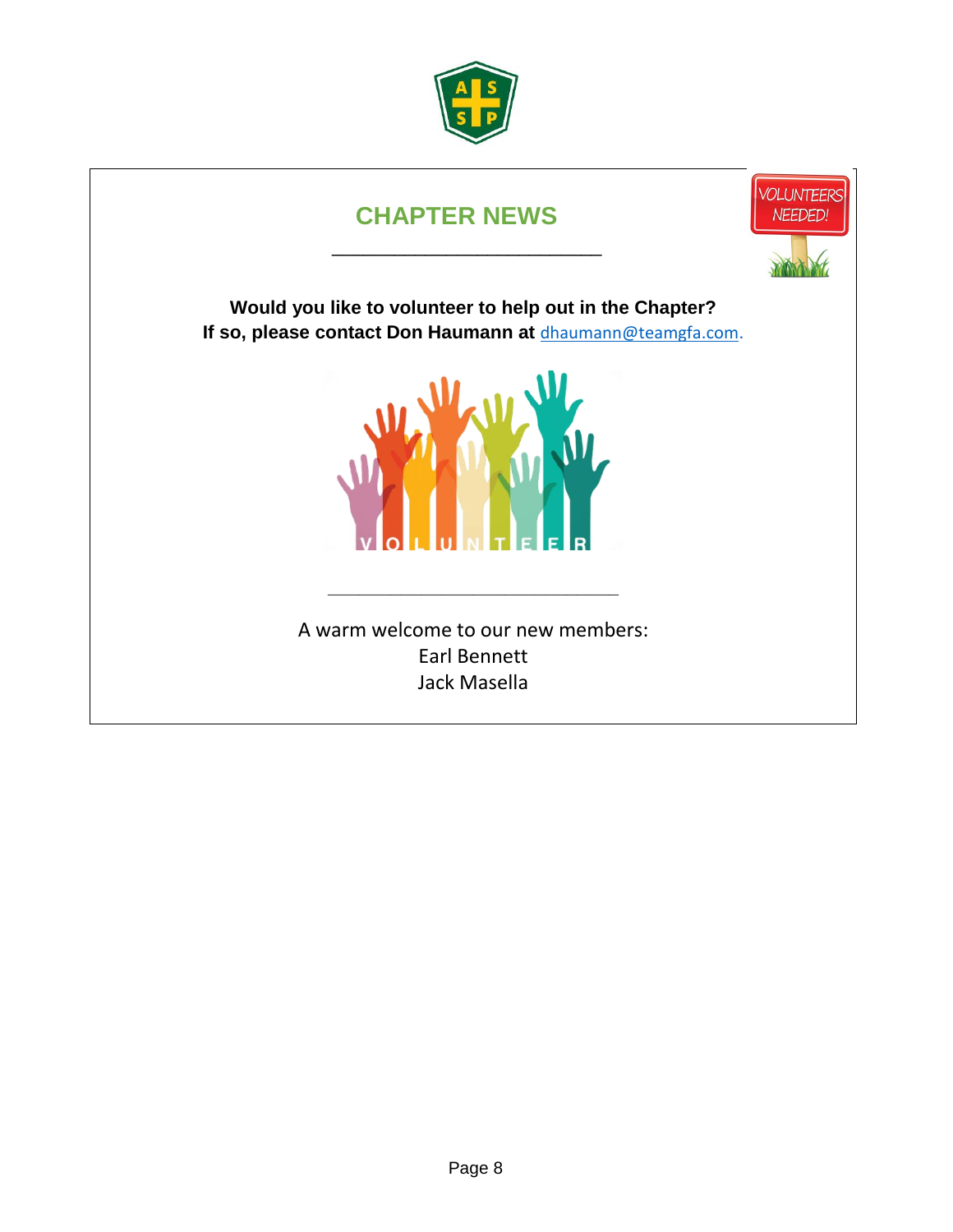## CHAPTER NEWS

**Would you like to volunteer to help out in the Chapter?**
**If so, please contact Don Haumann at** dhaumann@teamgfa.com.

A warm welcome to our new members:
Earl Bennett
Jack Masella